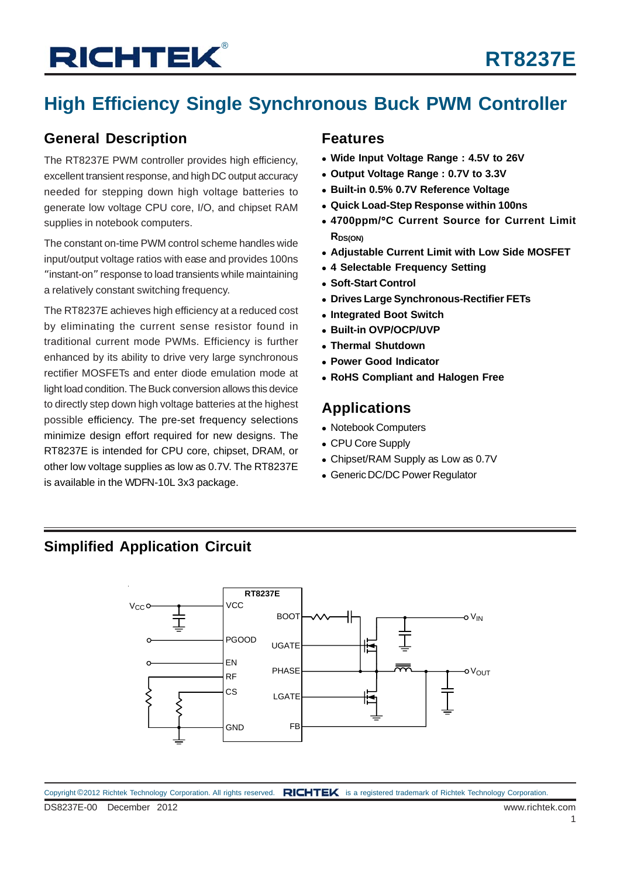# RT8237E

## High Efficiency Single Synchronous Buck PWM Controller

### General Description

The RT8237E PWM controller provides high efficiency, excellent transient response, and high DC output accuracy needed for stepping down high voltage batteries to generate low voltage CPU core, I/O, and chipset RAM supplies in notebook computers.

The constant on-time PWM control scheme handles wide input/output voltage ratios with ease and provides 100ns "instant-on" response to load transients while maintaining a relatively constant switching frequency.

The RT8237E achieves high efficiency at a reduced cost by eliminating the current sense resistor found in traditional current mode PWMs. Efficiency is further enhanced by its ability to drive very large synchronous rectifier MOSFETs and enter diode emulation mode at light load condition. The Buck conversion allows this device to directly step down high voltage batteries at the highest possible efficiency. The pre-set frequency selections minimize design effort required for new designs. The RT8237E is intended for CPU core, chipset, DRAM, or other low voltage supplies as low as 0.7V. The RT8237E is available in the WDFN-10L 3x3 package.

### Features

- **Wide Input Voltage Range : 4.5V to 26V**
- **Output Voltage Range : 0.7V to 3.3V**
- **Built-in 0.5% 0.7V Reference Voltage**
- **Quick Load-Step Response within 100ns**
- **4700ppm/°C Current Source for Current Limit $R_{DS(ON)}$**
- **Adjustable Current Limit with Low Side MOSFET**
- **4 Selectable Frequency Setting**
- **Soft-Start Control**
- **Drives Large Synchronous-Rectifier FETs**
- **Integrated Boot Switch**
- **Built-in OVP/OCP/UVP**
- **Thermal Shutdown**
- **Power Good Indicator**
- **RoHS Compliant and Halogen Free**

### Applications

- Notebook Computers
- CPU Core Supply
- Chipset/RAM Supply as Low as 0.7V
- Generic DC/DC Power Regulator

### Simplified Application Circuit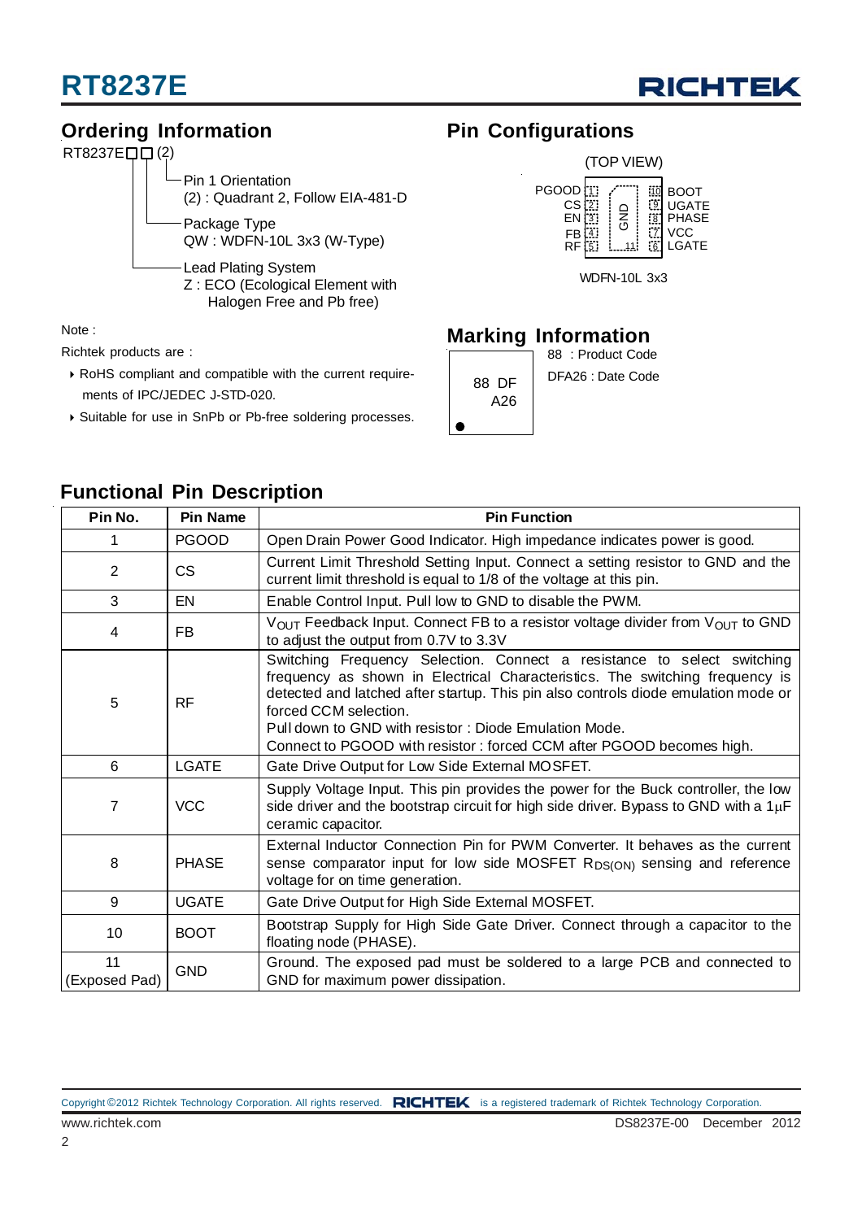## Ordering Information

RT8237E□□ (2)

- Pin 1 Orientation
  (2) : Quadrant 2, Follow EIA-481-D
- Package Type
  QW : WDFN-10L 3x3 (W-Type)
- Lead Plating System
  Z : ECO (Ecological Element with Halogen Free and Pb free)

Note :

Richtek products are :

- RoHS compliant and compatible with the current requirements of IPC/JEDEC J-STD-020.
- Suitable for use in SnPb or Pb-free soldering processes.

## Pin Configurations

(TOP VIEW)

| Left Pin | No. | No. | Right Pin |
|---|---|---|---|
| PGOOD | 1 | 10 | BOOT |
| CS | 2 | 9 | UGATE |
| EN | 3 | 8 | PHASE |
| FB | 4 | 7 | VCC |
| RF | 5 | 6 | LGATE |

GND (11, exposed pad)

WDFN-10L 3x3

## Marking Information

88 DF
A26

88 : Product Code

DFA26 : Date Code

## Functional Pin Description

| Pin No. | Pin Name | Pin Function |
|---|---|---|
| 1 | PGOOD | Open Drain Power Good Indicator. High impedance indicates power is good. |
| 2 | CS | Current Limit Threshold Setting Input. Connect a setting resistor to GND and the current limit threshold is equal to 1/8 of the voltage at this pin. |
| 3 | EN | Enable Control Input. Pull low to GND to disable the PWM. |
| 4 | FB | $V_{OUT}$ Feedback Input. Connect FB to a resistor voltage divider from $V_{OUT}$ to GND to adjust the output from 0.7V to 3.3V |
| 5 | RF | Switching Frequency Selection. Connect a resistance to select switching frequency as shown in Electrical Characteristics. The switching frequency is detected and latched after startup. This pin also controls diode emulation mode or forced CCM selection.<br>Pull down to GND with resistor : Diode Emulation Mode.<br>Connect to PGOOD with resistor : forced CCM after PGOOD becomes high. |
| 6 | LGATE | Gate Drive Output for Low Side External MOSFET. |
| 7 | VCC | Supply Voltage Input. This pin provides the power for the Buck controller, the low side driver and the bootstrap circuit for high side driver. Bypass to GND with a 1μF ceramic capacitor. |
| 8 | PHASE | External Inductor Connection Pin for PWM Converter. It behaves as the current sense comparator input for low side MOSFET $R_{DS(ON)}$ sensing and reference voltage for on time generation. |
| 9 | UGATE | Gate Drive Output for High Side External MOSFET. |
| 10 | BOOT | Bootstrap Supply for High Side Gate Driver. Connect through a capacitor to the floating node (PHASE). |
| 11 (Exposed Pad) | GND | Ground. The exposed pad must be soldered to a large PCB and connected to GND for maximum power dissipation. |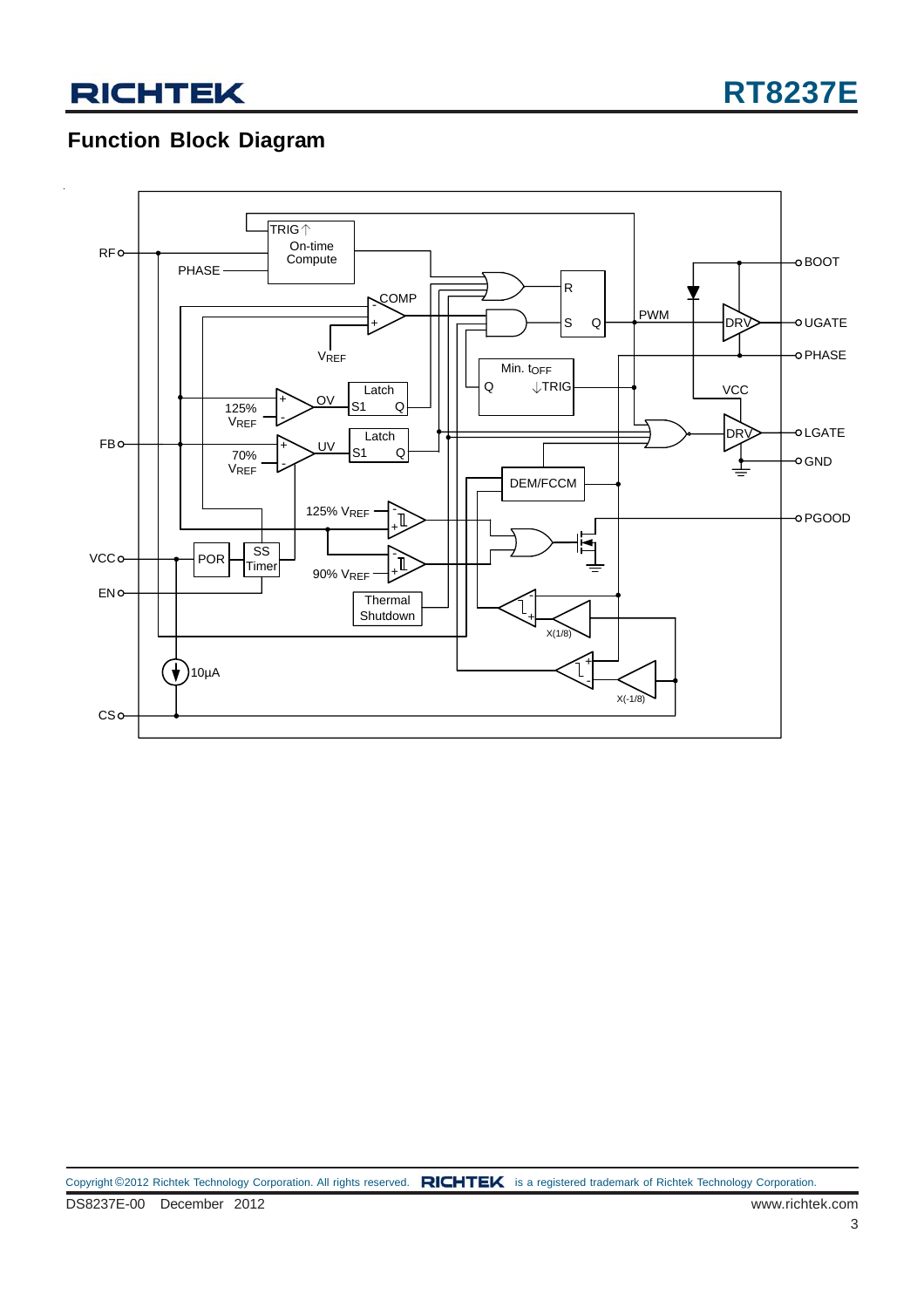## Function Block Diagram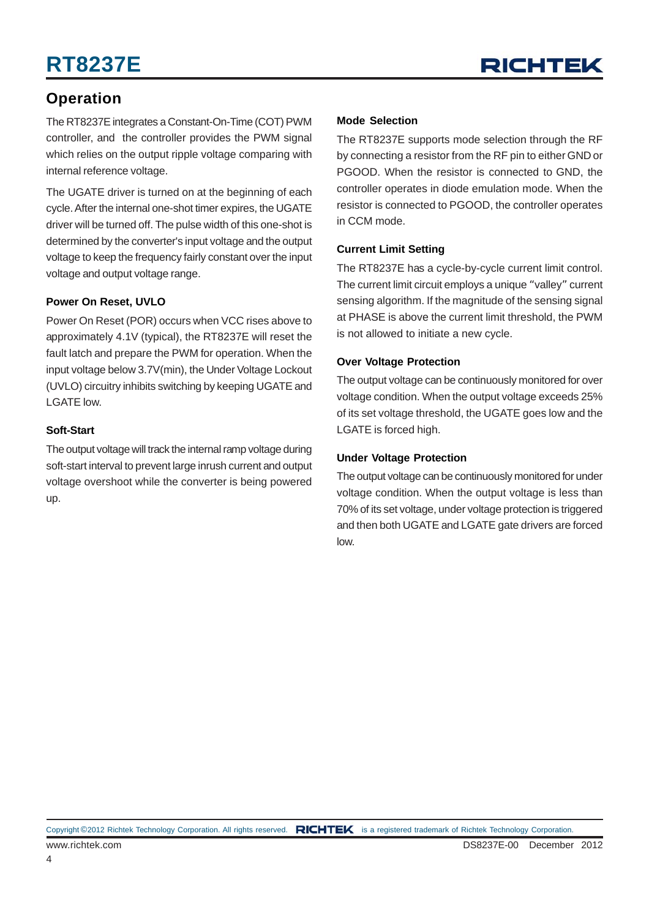## Operation

The RT8237E integrates a Constant-On-Time (COT) PWM controller, and the controller provides the PWM signal which relies on the output ripple voltage comparing with internal reference voltage.

The UGATE driver is turned on at the beginning of each cycle. After the internal one-shot timer expires, the UGATE driver will be turned off. The pulse width of this one-shot is determined by the converter's input voltage and the output voltage to keep the frequency fairly constant over the input voltage and output voltage range.

### Power On Reset, UVLO

Power On Reset (POR) occurs when VCC rises above to approximately 4.1V (typical), the RT8237E will reset the fault latch and prepare the PWM for operation. When the input voltage below 3.7V(min), the Under Voltage Lockout (UVLO) circuitry inhibits switching by keeping UGATE and LGATE low.

### Soft-Start

The output voltage will track the internal ramp voltage during soft-start interval to prevent large inrush current and output voltage overshoot while the converter is being powered up.

### Mode Selection

The RT8237E supports mode selection through the RF by connecting a resistor from the RF pin to either GND or PGOOD. When the resistor is connected to GND, the controller operates in diode emulation mode. When the resistor is connected to PGOOD, the controller operates in CCM mode.

### Current Limit Setting

The RT8237E has a cycle-by-cycle current limit control. The current limit circuit employs a unique "valley" current sensing algorithm. If the magnitude of the sensing signal at PHASE is above the current limit threshold, the PWM is not allowed to initiate a new cycle.

### Over Voltage Protection

The output voltage can be continuously monitored for over voltage condition. When the output voltage exceeds 25% of its set voltage threshold, the UGATE goes low and the LGATE is forced high.

### Under Voltage Protection

The output voltage can be continuously monitored for under voltage condition. When the output voltage is less than 70% of its set voltage, under voltage protection is triggered and then both UGATE and LGATE gate drivers are forced low.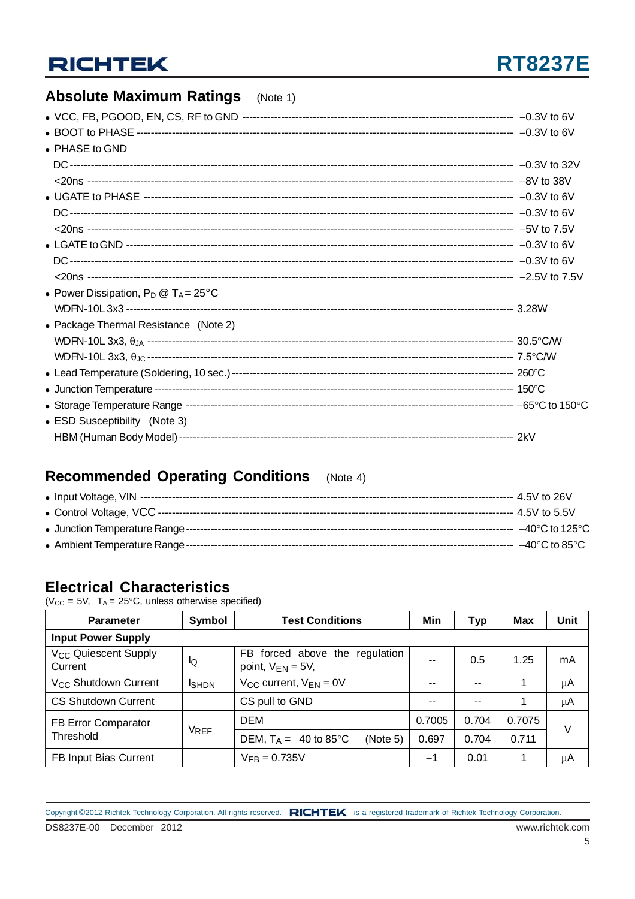## Absolute Maximum Ratings (Note 1)

- VCC, FB, PGOOD, EN, CS, RF to GND ---------- −0.3V to 6V
- BOOT to PHASE ---------- −0.3V to 6V
- PHASE to GND
  - DC ---------- −0.3V to 32V
  - <20ns ---------- −8V to 38V
- UGATE to PHASE ---------- −0.3V to 6V
  - DC ---------- −0.3V to 6V
  - <20ns ---------- −5V to 7.5V
- LGATE to GND ---------- −0.3V to 6V
  - DC ---------- −0.3V to 6V
  - <20ns ---------- −2.5V to 7.5V
- Power Dissipation, $P_D$ @ $T_A$ = 25°C
  - WDFN-10L 3x3 ---------- 3.28W
- Package Thermal Resistance (Note 2)
  - WDFN-10L 3x3, $\theta_{JA}$ ---------- 30.5°C/W
  - WDFN-10L 3x3, $\theta_{JC}$ ---------- 7.5°C/W
- Lead Temperature (Soldering, 10 sec.) ---------- 260°C
- Junction Temperature ---------- 150°C
- Storage Temperature Range ---------- −65°C to 150°C
- ESD Susceptibility (Note 3)
  - HBM (Human Body Model) ---------- 2kV

## Recommended Operating Conditions (Note 4)

- Input Voltage, VIN ---------- 4.5V to 26V
- Control Voltage, VCC ---------- 4.5V to 5.5V
- Junction Temperature Range ---------- −40°C to 125°C
- Ambient Temperature Range ---------- −40°C to 85°C

## Electrical Characteristics

($V_{CC}$ = 5V, $T_A$ = 25°C, unless otherwise specified)

| Parameter | Symbol | Test Conditions | Min | Typ | Max | Unit |
|---|---|---|---|---|---|---|
| **Input Power Supply** | | | | | | |
| $V_{CC}$ Quiescent Supply Current | $I_Q$ | FB forced above the regulation point, $V_{EN}$ = 5V, | -- | 0.5 | 1.25 | mA |
| $V_{CC}$ Shutdown Current | $I_{SHDN}$ | $V_{CC}$ current, $V_{EN}$ = 0V | -- | -- | 1 | μA |
| CS Shutdown Current | | CS pull to GND | -- | -- | 1 | μA |
| FB Error Comparator Threshold | $V_{REF}$ | DEM | 0.7005 | 0.704 | 0.7075 | V |
| | | DEM, $T_A$ = −40 to 85°C (Note 5) | 0.697 | 0.704 | 0.711 | |
| FB Input Bias Current | | $V_{FB}$ = 0.735V | −1 | 0.01 | 1 | μA |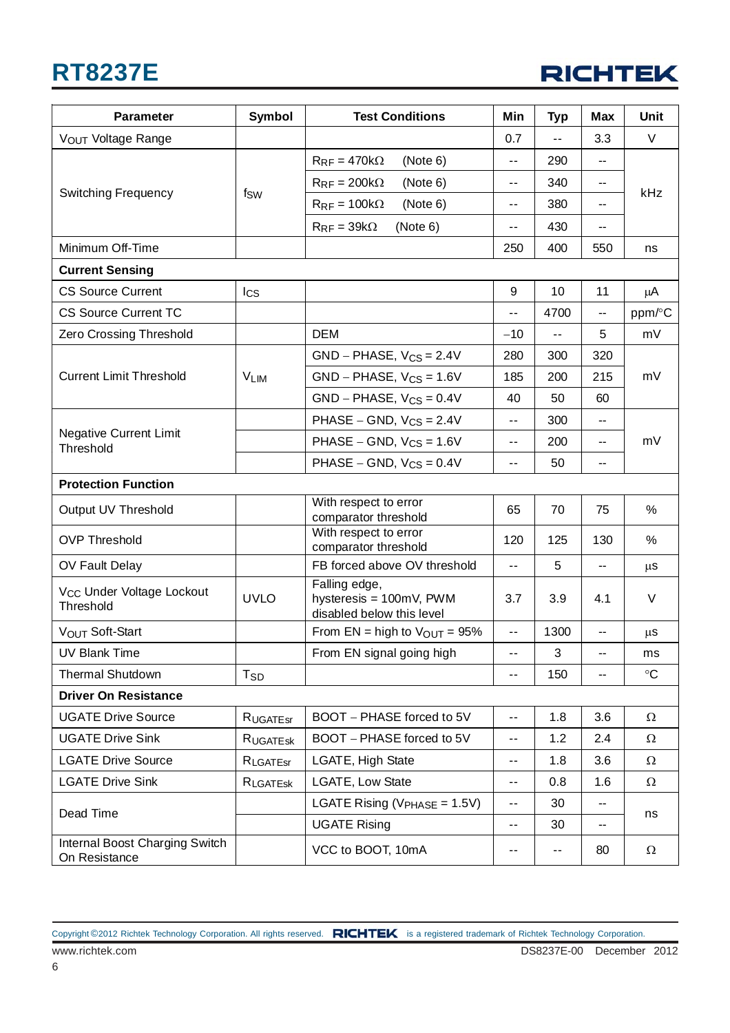| Parameter | Symbol | Test Conditions | Min | Typ | Max | Unit |
|---|---|---|---|---|---|---|
| $V_{OUT}$ Voltage Range | | | 0.7 | -- | 3.3 | V |
| Switching Frequency | $f_{SW}$ | $R_{RF}$ = 470kΩ (Note 6) | -- | 290 | -- | kHz |
| | | $R_{RF}$ = 200kΩ (Note 6) | -- | 340 | -- | |
| | | $R_{RF}$ = 100kΩ (Note 6) | -- | 380 | -- | |
| | | $R_{RF}$ = 39kΩ (Note 6) | -- | 430 | -- | |
| Minimum Off-Time | | | 250 | 400 | 550 | ns |
| **Current Sensing** | | | | | | |
| CS Source Current | $I_{CS}$ | | 9 | 10 | 11 | μA |
| CS Source Current TC | | | -- | 4700 | -- | ppm/°C |
| Zero Crossing Threshold | | DEM | −10 | -- | 5 | mV |
| Current Limit Threshold | $V_{LIM}$ | GND − PHASE, $V_{CS}$ = 2.4V | 280 | 300 | 320 | mV |
| | | GND − PHASE, $V_{CS}$ = 1.6V | 185 | 200 | 215 | |
| | | GND − PHASE, $V_{CS}$ = 0.4V | 40 | 50 | 60 | |
| Negative Current Limit Threshold | | PHASE − GND, $V_{CS}$ = 2.4V | -- | 300 | -- | mV |
| | | PHASE − GND, $V_{CS}$ = 1.6V | -- | 200 | -- | |
| | | PHASE − GND, $V_{CS}$ = 0.4V | -- | 50 | -- | |
| **Protection Function** | | | | | | |
| Output UV Threshold | | With respect to error comparator threshold | 65 | 70 | 75 | % |
| OVP Threshold | | With respect to error comparator threshold | 120 | 125 | 130 | % |
| OV Fault Delay | | FB forced above OV threshold | -- | 5 | -- | μs |
| $V_{CC}$ Under Voltage Lockout Threshold | UVLO | Falling edge, hysteresis = 100mV, PWM disabled below this level | 3.7 | 3.9 | 4.1 | V |
| $V_{OUT}$ Soft-Start | | From EN = high to $V_{OUT}$ = 95% | -- | 1300 | -- | μs |
| UV Blank Time | | From EN signal going high | -- | 3 | -- | ms |
| Thermal Shutdown | $T_{SD}$ | | -- | 150 | -- | °C |
| **Driver On Resistance** | | | | | | |
| UGATE Drive Source | $R_{UGATEsr}$ | BOOT − PHASE forced to 5V | -- | 1.8 | 3.6 | Ω |
| UGATE Drive Sink | $R_{UGATEsk}$ | BOOT − PHASE forced to 5V | -- | 1.2 | 2.4 | Ω |
| LGATE Drive Source | $R_{LGATEsr}$ | LGATE, High State | -- | 1.8 | 3.6 | Ω |
| LGATE Drive Sink | $R_{LGATEsk}$ | LGATE, Low State | -- | 0.8 | 1.6 | Ω |
| Dead Time | | LGATE Rising ($V_{PHASE}$ = 1.5V) | -- | 30 | -- | ns |
| | | UGATE Rising | -- | 30 | -- | |
| Internal Boost Charging Switch On Resistance | | VCC to BOOT, 10mA | -- | -- | 80 | Ω |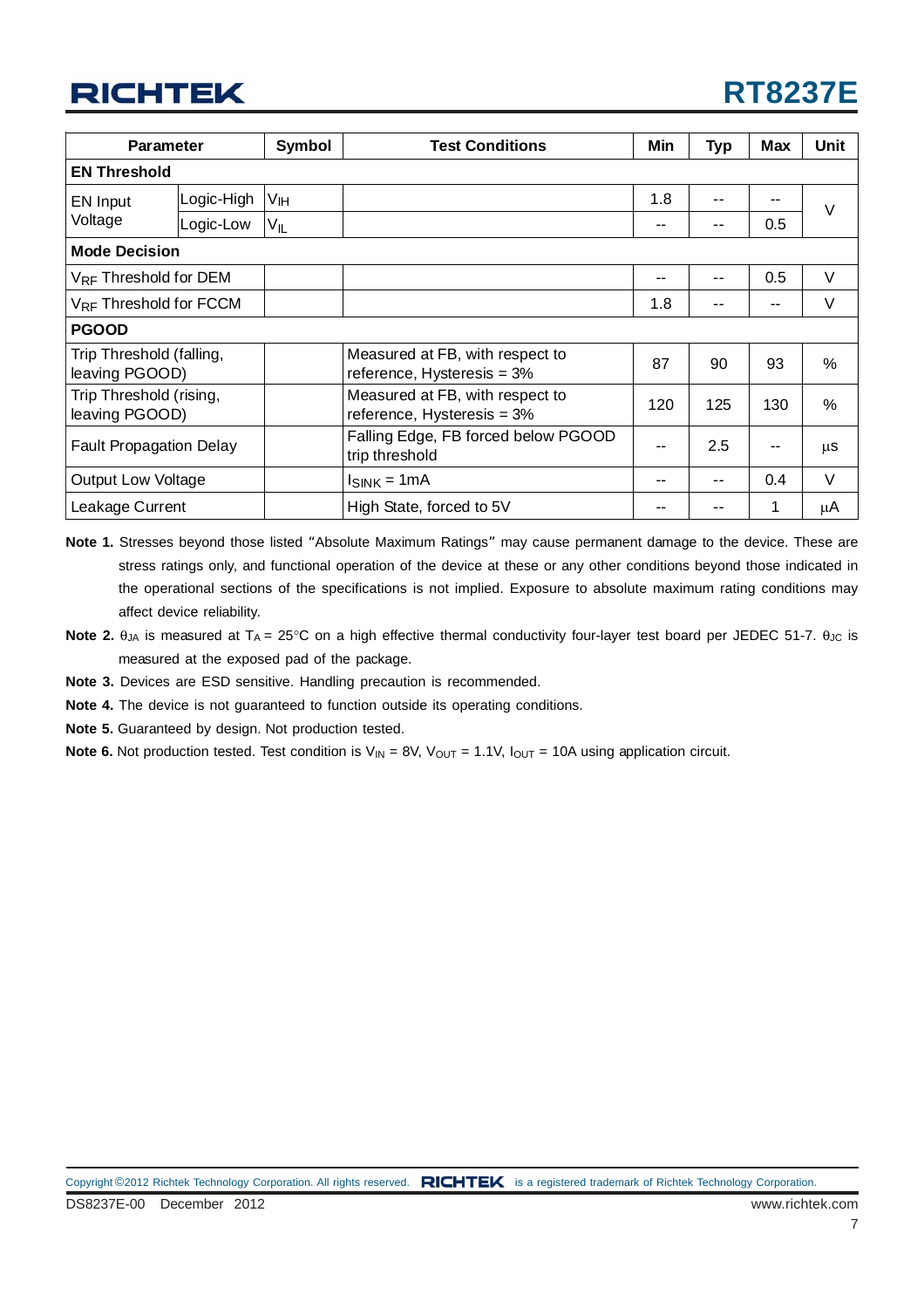| Parameter | | Symbol | Test Conditions | Min | Typ | Max | Unit |
|---|---|---|---|---|---|---|---|
| **EN Threshold** | | | | | | | |
| EN Input Voltage | Logic-High | $V_{IH}$ | | 1.8 | -- | -- | V |
| | Logic-Low | $V_{IL}$ | | -- | -- | 0.5 | |
| **Mode Decision** | | | | | | | |
| $V_{RF}$ Threshold for DEM | | | | -- | -- | 0.5 | V |
| $V_{RF}$ Threshold for FCCM | | | | 1.8 | -- | -- | V |
| **PGOOD** | | | | | | | |
| Trip Threshold (falling, leaving PGOOD) | | | Measured at FB, with respect to reference, Hysteresis = 3% | 87 | 90 | 93 | % |
| Trip Threshold (rising, leaving PGOOD) | | | Measured at FB, with respect to reference, Hysteresis = 3% | 120 | 125 | 130 | % |
| Fault Propagation Delay | | | Falling Edge, FB forced below PGOOD trip threshold | -- | 2.5 | -- | μs |
| Output Low Voltage | | | $I_{SINK}$ = 1mA | -- | -- | 0.4 | V |
| Leakage Current | | | High State, forced to 5V | -- | -- | 1 | μA |

**Note 1.** Stresses beyond those listed "Absolute Maximum Ratings" may cause permanent damage to the device. These are stress ratings only, and functional operation of the device at these or any other conditions beyond those indicated in the operational sections of the specifications is not implied. Exposure to absolute maximum rating conditions may affect device reliability.

**Note 2.** $\theta_{JA}$ is measured at $T_A$ = 25°C on a high effective thermal conductivity four-layer test board per JEDEC 51-7. $\theta_{JC}$ is measured at the exposed pad of the package.

**Note 3.** Devices are ESD sensitive. Handling precaution is recommended.

**Note 4.** The device is not guaranteed to function outside its operating conditions.

**Note 5.** Guaranteed by design. Not production tested.

**Note 6.** Not production tested. Test condition is $V_{IN}$ = 8V, $V_{OUT}$ = 1.1V, $I_{OUT}$ = 10A using application circuit.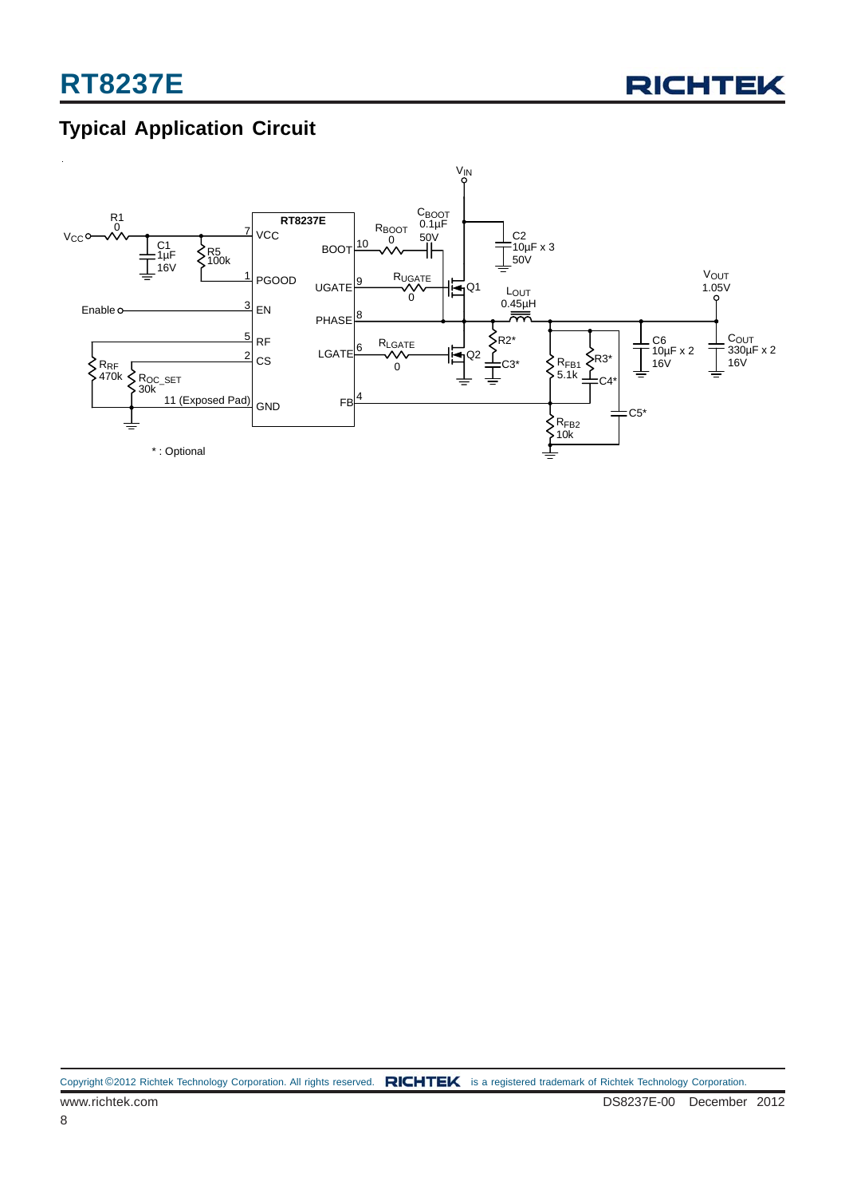## Typical Application Circuit

$V_{IN}$

RT8237E

VCC (7), PGOOD (1), EN (3), RF (5), CS (2), GND (11 (Exposed Pad)), BOOT (10), UGATE (9), PHASE (8), LGATE (6), FB (4)

$V_{CC}$, R1 0, C1 1μF 16V, R5 100k

Enable

$R_{RF}$ 470k, $R_{OC\_SET}$ 30k

$C_{BOOT}$ 0.1μF 50V, $R_{BOOT}$ 0, $R_{UGATE}$ 0, $R_{LGATE}$ 0

C2 10μF x 3 50V

Q1, Q2

$L_{OUT}$ 0.45μH

R2*, C3*

$R_{FB1}$ 5.1k, R3*, C4*, $R_{FB2}$ 10k, C5*

C6 10μF x 2 16V

$V_{OUT}$ 1.05V

$C_{OUT}$ 330μF x 2 16V

* : Optional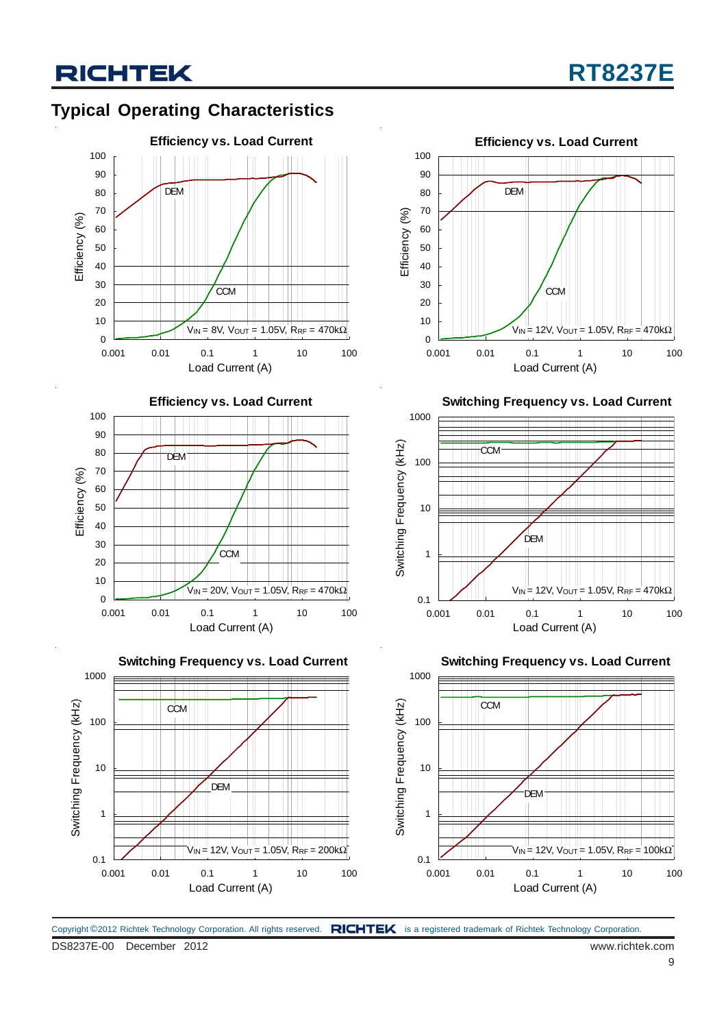## Typical Operating Characteristics

**Efficiency vs. Load Current**

Efficiency (%) vs. Load Current (A)

DEM

CCM

$V_{IN}$ = 8V, $V_{OUT}$ = 1.05V, $R_{RF}$ = 470kΩ

**Efficiency vs. Load Current**

Efficiency (%) vs. Load Current (A)

DEM

CCM

$V_{IN}$ = 12V, $V_{OUT}$ = 1.05V, $R_{RF}$ = 470kΩ

**Efficiency vs. Load Current**

Efficiency (%) vs. Load Current (A)

DEM

CCM

$V_{IN}$ = 20V, $V_{OUT}$ = 1.05V, $R_{RF}$ = 470kΩ

**Switching Frequency vs. Load Current**

Switching Frequency (kHz) vs. Load Current (A)

CCM

DEM

$V_{IN}$ = 12V, $V_{OUT}$ = 1.05V, $R_{RF}$ = 470kΩ

**Switching Frequency vs. Load Current**

Switching Frequency (kHz) vs. Load Current (A)

CCM

DEM

$V_{IN}$ = 12V, $V_{OUT}$ = 1.05V, $R_{RF}$ = 200kΩ

**Switching Frequency vs. Load Current**

Switching Frequency (kHz) vs. Load Current (A)

CCM

DEM

$V_{IN}$ = 12V, $V_{OUT}$ = 1.05V, $R_{RF}$ = 100kΩ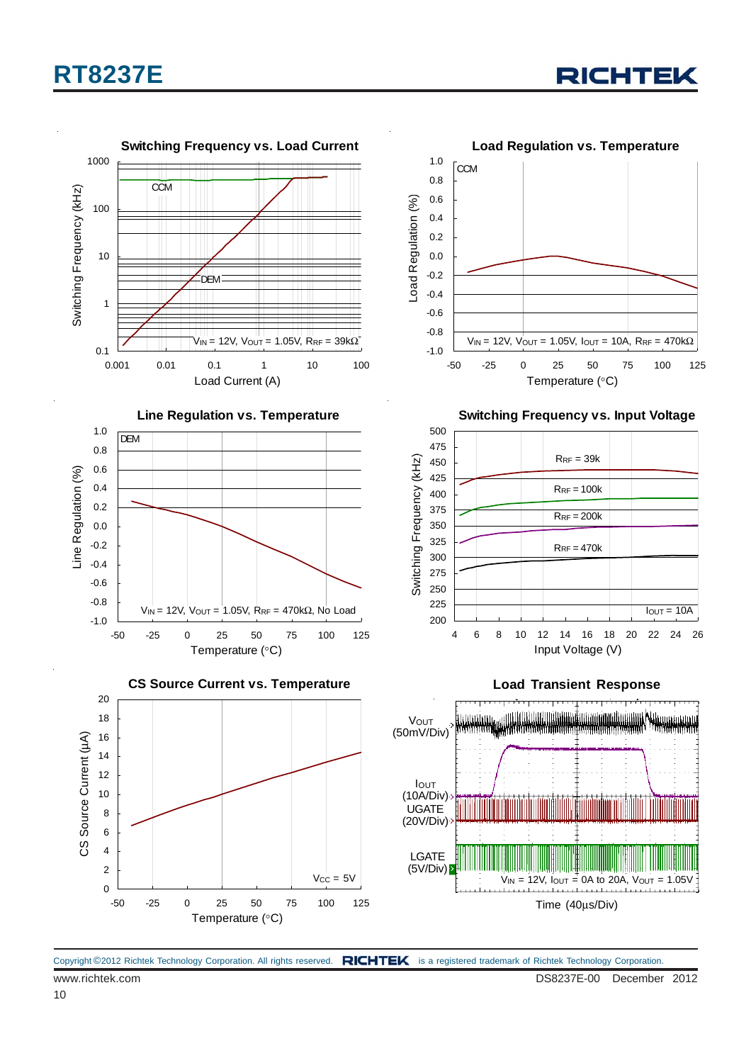**Switching Frequency vs. Load Current**

Switching Frequency (kHz) vs. Load Current (A): CCM, DEM

$V_{IN}$ = 12V, $V_{OUT}$ = 1.05V, $R_{RF}$ = 39kΩ

**Load Regulation vs. Temperature**

Load Regulation (%) vs. Temperature (°C): CCM

$V_{IN}$ = 12V, $V_{OUT}$ = 1.05V, $I_{OUT}$ = 10A, $R_{RF}$ = 470kΩ

**Line Regulation vs. Temperature**

Line Regulation (%) vs. Temperature (°C): DEM

$V_{IN}$ = 12V, $V_{OUT}$ = 1.05V, $R_{RF}$ = 470kΩ, No Load

**Switching Frequency vs. Input Voltage**

Switching Frequency (kHz) vs. Input Voltage (V): $R_{RF}$ = 39k, $R_{RF}$ = 100k, $R_{RF}$ = 200k, $R_{RF}$ = 470k

$I_{OUT}$ = 10A

**CS Source Current vs. Temperature**

CS Source Current (μA) vs. Temperature (°C)

$V_{CC}$ = 5V

**Load Transient Response**

$V_{OUT}$ (50mV/Div), $I_{OUT}$ (10A/Div), UGATE (20V/Div), LGATE (5V/Div)

$V_{IN}$ = 12V, $I_{OUT}$ = 0A to 20A, $V_{OUT}$ = 1.05V

Time (40μs/Div)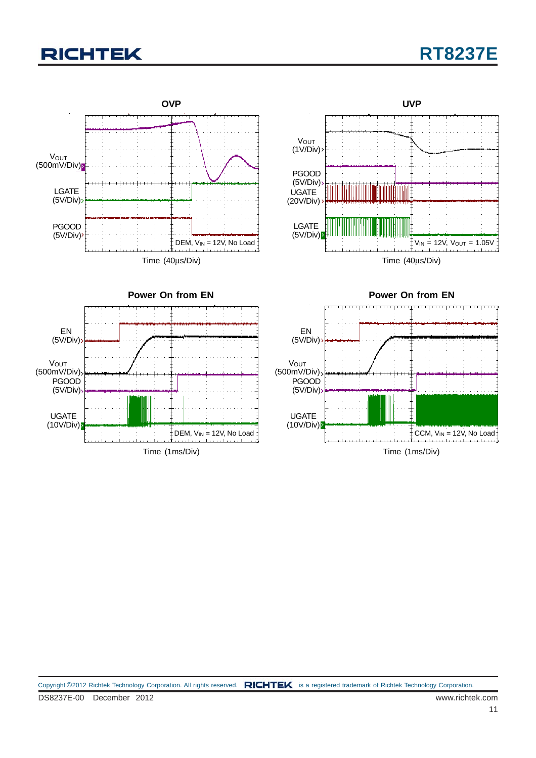### OVP

$V_{OUT}$ (500mV/Div)

LGATE (5V/Div)

PGOOD (5V/Div)

DEM, $V_{IN}$ = 12V, No Load

Time (40μs/Div)

### UVP

$V_{OUT}$ (1V/Div)

PGOOD (5V/Div)

UGATE (20V/Div)

LGATE (5V/Div)

$V_{IN}$ = 12V, $V_{OUT}$ = 1.05V

Time (40μs/Div)

### Power On from EN

EN (5V/Div)

$V_{OUT}$ (500mV/Div)

PGOOD (5V/Div)

UGATE (10V/Div)

DEM, $V_{IN}$ = 12V, No Load

Time (1ms/Div)

### Power On from EN

EN (5V/Div)

$V_{OUT}$ (500mV/Div)

PGOOD (5V/Div)

UGATE (10V/Div)

CCM, $V_{IN}$ = 12V, No Load

Time (1ms/Div)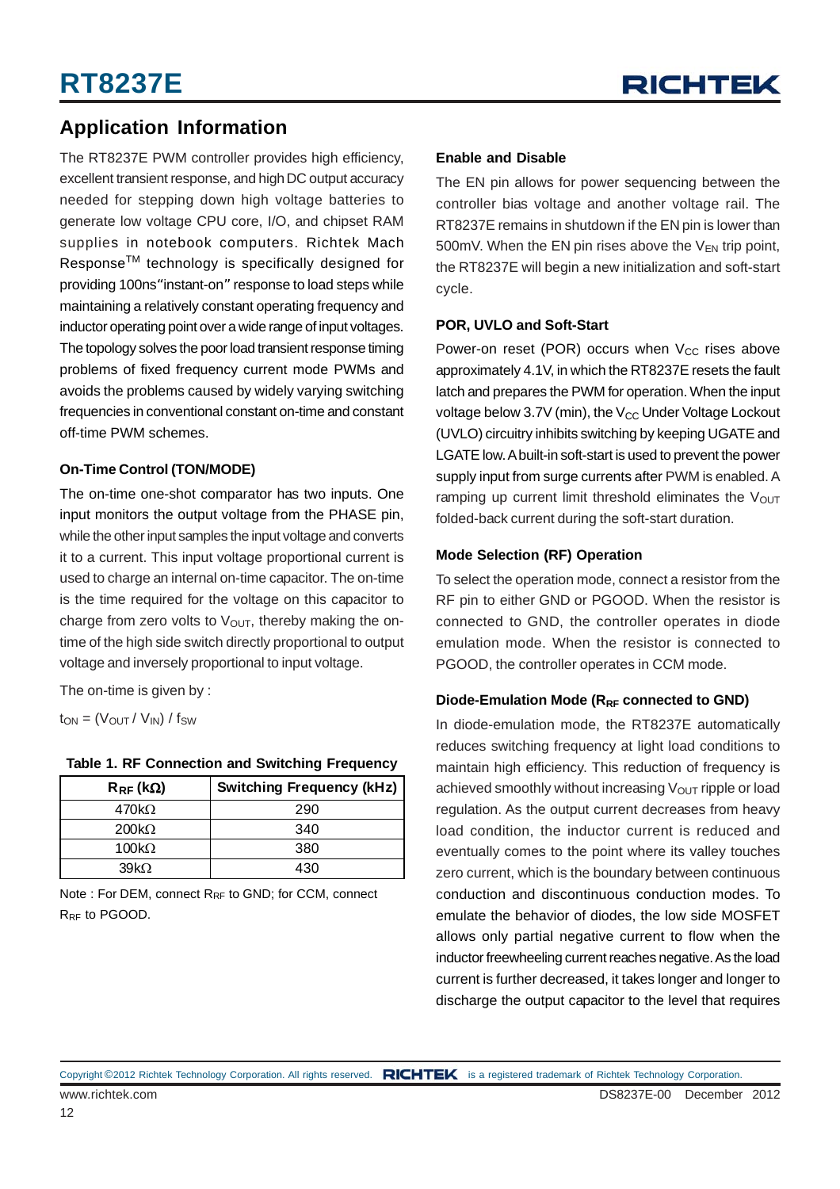## Application Information

The RT8237E PWM controller provides high efficiency, excellent transient response, and high DC output accuracy needed for stepping down high voltage batteries to generate low voltage CPU core, I/O, and chipset RAM supplies in notebook computers. Richtek Mach Response™ technology is specifically designed for providing 100ns "instant-on" response to load steps while maintaining a relatively constant operating frequency and inductor operating point over a wide range of input voltages. The topology solves the poor load transient response timing problems of fixed frequency current mode PWMs and avoids the problems caused by widely varying switching frequencies in conventional constant on-time and constant off-time PWM schemes.

### On-Time Control (TON/MODE)

The on-time one-shot comparator has two inputs. One input monitors the output voltage from the PHASE pin, while the other input samples the input voltage and converts it to a current. This input voltage proportional current is used to charge an internal on-time capacitor. The on-time is the time required for the voltage on this capacitor to charge from zero volts to $V_{OUT}$, thereby making the on-time of the high side switch directly proportional to output voltage and inversely proportional to input voltage.

The on-time is given by :

$t_{ON} = (V_{OUT} / V_{IN}) / f_{SW}$

**Table 1. RF Connection and Switching Frequency**

| $R_{RF}$ (kΩ) | Switching Frequency (kHz) |
|---|---|
| 470kΩ | 290 |
| 200kΩ | 340 |
| 100kΩ | 380 |
| 39kΩ | 430 |

Note : For DEM, connect $R_{RF}$ to GND; for CCM, connect $R_{RF}$ to PGOOD.

### Enable and Disable

The EN pin allows for power sequencing between the controller bias voltage and another voltage rail. The RT8237E remains in shutdown if the EN pin is lower than 500mV. When the EN pin rises above the $V_{EN}$ trip point, the RT8237E will begin a new initialization and soft-start cycle.

### POR, UVLO and Soft-Start

Power-on reset (POR) occurs when $V_{CC}$ rises above approximately 4.1V, in which the RT8237E resets the fault latch and prepares the PWM for operation. When the input voltage below 3.7V (min), the $V_{CC}$ Under Voltage Lockout (UVLO) circuitry inhibits switching by keeping UGATE and LGATE low. A built-in soft-start is used to prevent the power supply input from surge currents after PWM is enabled. A ramping up current limit threshold eliminates the $V_{OUT}$ folded-back current during the soft-start duration.

### Mode Selection (RF) Operation

To select the operation mode, connect a resistor from the RF pin to either GND or PGOOD. When the resistor is connected to GND, the controller operates in diode emulation mode. When the resistor is connected to PGOOD, the controller operates in CCM mode.

### Diode-Emulation Mode ($R_{RF}$ connected to GND)

In diode-emulation mode, the RT8237E automatically reduces switching frequency at light load conditions to maintain high efficiency. This reduction of frequency is achieved smoothly without increasing $V_{OUT}$ ripple or load regulation. As the output current decreases from heavy load condition, the inductor current is reduced and eventually comes to the point where its valley touches zero current, which is the boundary between continuous conduction and discontinuous conduction modes. To emulate the behavior of diodes, the low side MOSFET allows only partial negative current to flow when the inductor freewheeling current reaches negative. As the load current is further decreased, it takes longer and longer to discharge the output capacitor to the level that requires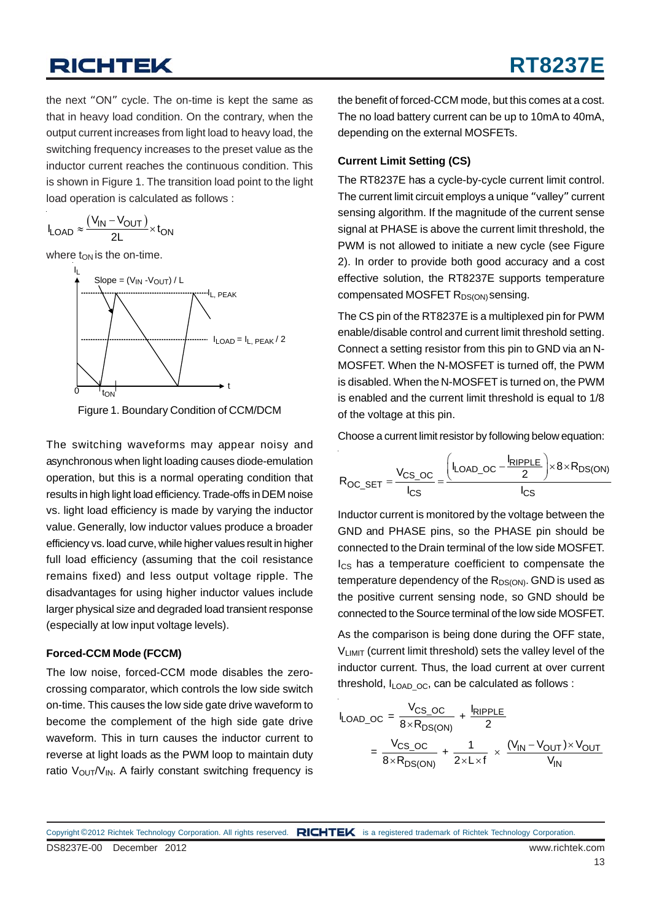the next "ON" cycle. The on-time is kept the same as that in heavy load condition. On the contrary, when the output current increases from light load to heavy load, the switching frequency increases to the preset value as the inductor current reaches the continuous condition. This is shown in Figure 1. The transition load point to the light load operation is calculated as follows :

$$I_{LOAD} \approx \frac{(V_{IN} - V_{OUT})}{2L} \times t_{ON}$$

where $t_{ON}$ is the on-time.

Figure 1. Boundary Condition of CCM/DCM

The switching waveforms may appear noisy and asynchronous when light loading causes diode-emulation operation, but this is a normal operating condition that results in high light load efficiency. Trade-offs in DEM noise vs. light load efficiency is made by varying the inductor value. Generally, low inductor values produce a broader efficiency vs. load curve, while higher values result in higher full load efficiency (assuming that the coil resistance remains fixed) and less output voltage ripple. The disadvantages for using higher inductor values include larger physical size and degraded load transient response (especially at low input voltage levels).

**Forced-CCM Mode (FCCM)**

The low noise, forced-CCM mode disables the zero-crossing comparator, which controls the low side switch on-time. This causes the low side gate drive waveform to become the complement of the high side gate drive waveform. This in turn causes the inductor current to reverse at light loads as the PWM loop to maintain duty ratio $V_{OUT}/V_{IN}$. A fairly constant switching frequency is the benefit of forced-CCM mode, but this comes at a cost. The no load battery current can be up to 10mA to 40mA, depending on the external MOSFETs.

**Current Limit Setting (CS)**

The RT8237E has a cycle-by-cycle current limit control. The current limit circuit employs a unique "valley" current sensing algorithm. If the magnitude of the current sense signal at PHASE is above the current limit threshold, the PWM is not allowed to initiate a new cycle (see Figure 2). In order to provide both good accuracy and a cost effective solution, the RT8237E supports temperature compensated MOSFET $R_{DS(ON)}$ sensing.

The CS pin of the RT8237E is a multiplexed pin for PWM enable/disable control and current limit threshold setting. Connect a setting resistor from this pin to GND via an N-MOSFET. When the N-MOSFET is turned off, the PWM is disabled. When the N-MOSFET is turned on, the PWM is enabled and the current limit threshold is equal to 1/8 of the voltage at this pin.

Choose a current limit resistor by following below equation:

$$R_{OC\_SET} = \frac{V_{CS\_OC}}{I_{CS}} = \frac{\left(I_{LOAD\_OC} - \frac{I_{RIPPLE}}{2}\right) \times 8 \times R_{DS(ON)}}{I_{CS}}$$

Inductor current is monitored by the voltage between the GND and PHASE pins, so the PHASE pin should be connected to the Drain terminal of the low side MOSFET. $I_{CS}$ has a temperature coefficient to compensate the temperature dependency of the $R_{DS(ON)}$. GND is used as the positive current sensing node, so GND should be connected to the Source terminal of the low side MOSFET.

As the comparison is being done during the OFF state, $V_{LIMIT}$ (current limit threshold) sets the valley level of the inductor current. Thus, the load current at over current threshold, $I_{LOAD\_OC}$, can be calculated as follows :

$$I_{LOAD\_OC} = \frac{V_{CS\_OC}}{8 \times R_{DS(ON)}} + \frac{I_{RIPPLE}}{2} = \frac{V_{CS\_OC}}{8 \times R_{DS(ON)}} + \frac{1}{2 \times L \times f} \times \frac{(V_{IN} - V_{OUT}) \times V_{OUT}}{V_{IN}}$$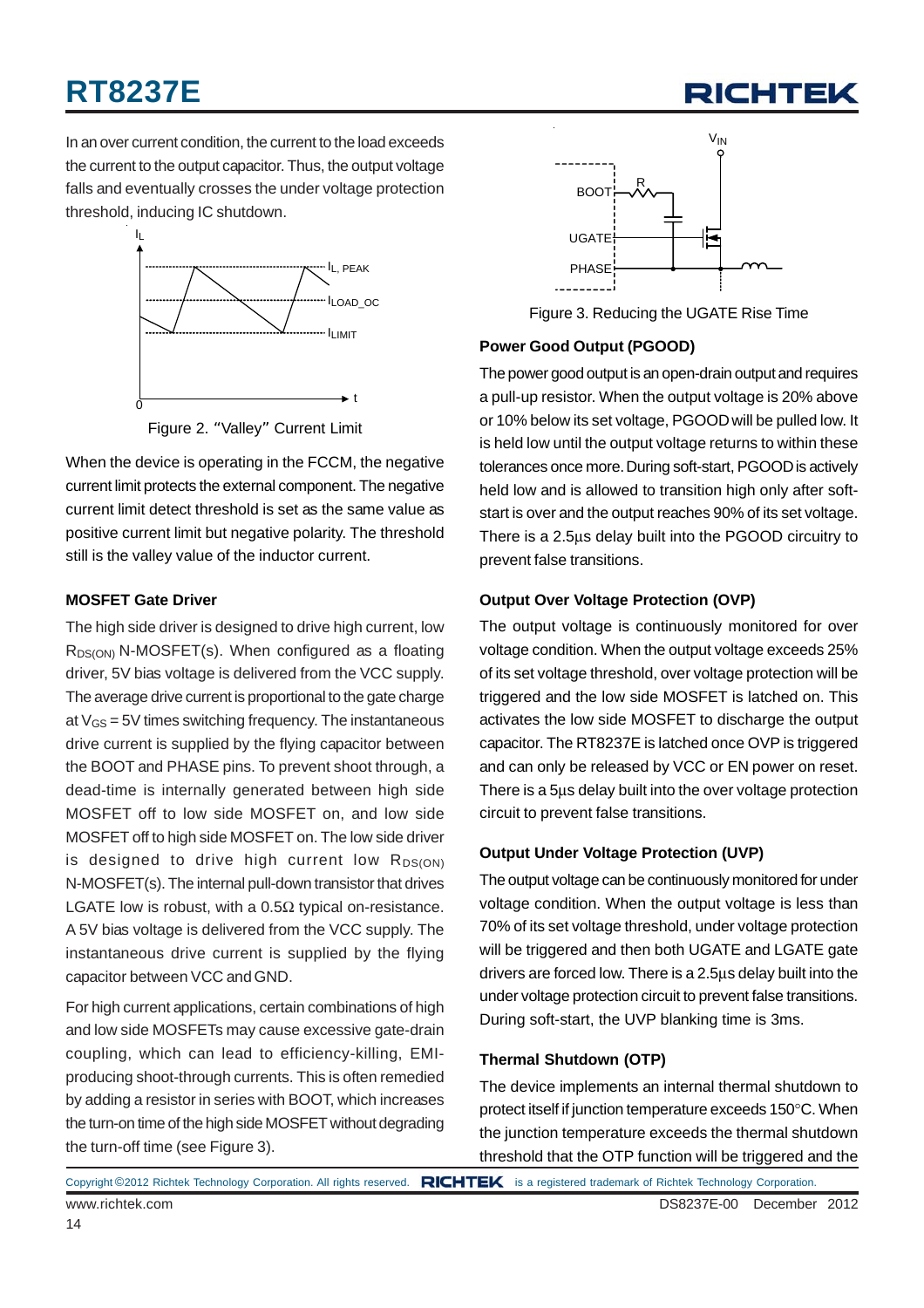In an over current condition, the current to the load exceeds the current to the output capacitor. Thus, the output voltage falls and eventually crosses the under voltage protection threshold, inducing IC shutdown.

Figure 2. "Valley" Current Limit

When the device is operating in the FCCM, the negative current limit protects the external component. The negative current limit detect threshold is set as the same value as positive current limit but negative polarity. The threshold still is the valley value of the inductor current.

### MOSFET Gate Driver

The high side driver is designed to drive high current, low $R_{DS(ON)}$ N-MOSFET(s). When configured as a floating driver, 5V bias voltage is delivered from the VCC supply. The average drive current is proportional to the gate charge at $V_{GS}$ = 5V times switching frequency. The instantaneous drive current is supplied by the flying capacitor between the BOOT and PHASE pins. To prevent shoot through, a dead-time is internally generated between high side MOSFET off to low side MOSFET on, and low side MOSFET off to high side MOSFET on. The low side driver is designed to drive high current low $R_{DS(ON)}$ N-MOSFET(s). The internal pull-down transistor that drives LGATE low is robust, with a 0.5Ω typical on-resistance. A 5V bias voltage is delivered from the VCC supply. The instantaneous drive current is supplied by the flying capacitor between VCC and GND.

For high current applications, certain combinations of high and low side MOSFETs may cause excessive gate-drain coupling, which can lead to efficiency-killing, EMI-producing shoot-through currents. This is often remedied by adding a resistor in series with BOOT, which increases the turn-on time of the high side MOSFET without degrading the turn-off time (see Figure 3).

Figure 3. Reducing the UGATE Rise Time

### Power Good Output (PGOOD)

The power good output is an open-drain output and requires a pull-up resistor. When the output voltage is 20% above or 10% below its set voltage, PGOOD will be pulled low. It is held low until the output voltage returns to within these tolerances once more. During soft-start, PGOOD is actively held low and is allowed to transition high only after soft-start is over and the output reaches 90% of its set voltage. There is a 2.5μs delay built into the PGOOD circuitry to prevent false transitions.

### Output Over Voltage Protection (OVP)

The output voltage is continuously monitored for over voltage condition. When the output voltage exceeds 25% of its set voltage threshold, over voltage protection will be triggered and the low side MOSFET is latched on. This activates the low side MOSFET to discharge the output capacitor. The RT8237E is latched once OVP is triggered and can only be released by VCC or EN power on reset. There is a 5μs delay built into the over voltage protection circuit to prevent false transitions.

### Output Under Voltage Protection (UVP)

The output voltage can be continuously monitored for under voltage condition. When the output voltage is less than 70% of its set voltage threshold, under voltage protection will be triggered and then both UGATE and LGATE gate drivers are forced low. There is a 2.5μs delay built into the under voltage protection circuit to prevent false transitions. During soft-start, the UVP blanking time is 3ms.

### Thermal Shutdown (OTP)

The device implements an internal thermal shutdown to protect itself if junction temperature exceeds 150°C. When the junction temperature exceeds the thermal shutdown threshold that the OTP function will be triggered and the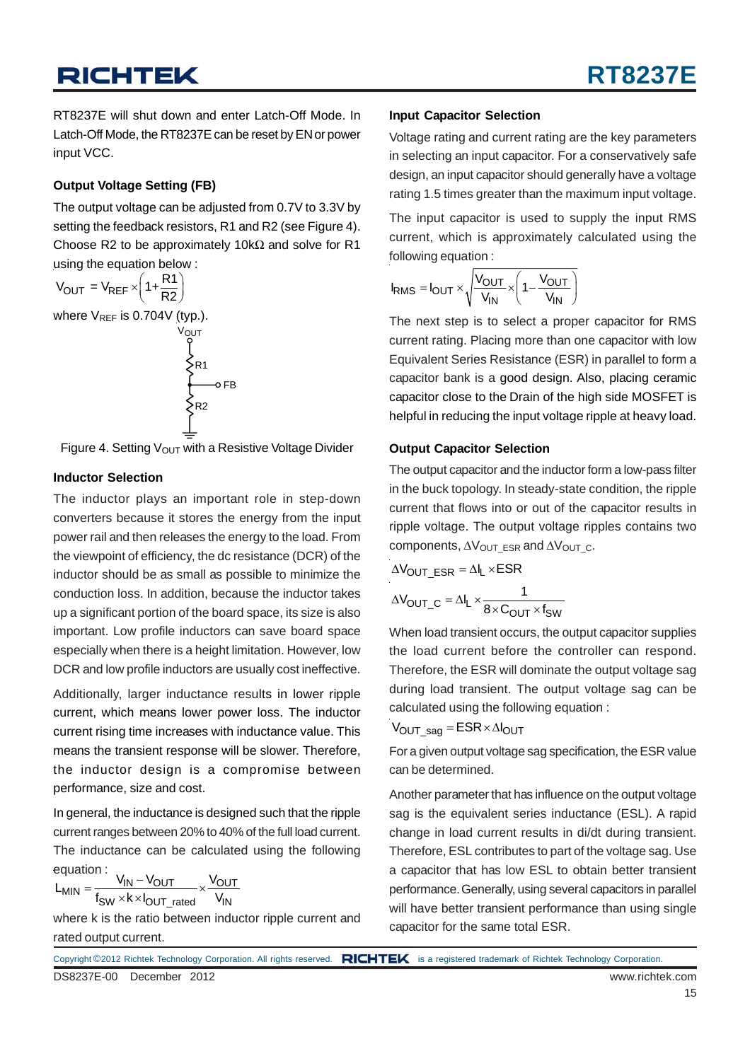RT8237E will shut down and enter Latch-Off Mode. In Latch-Off Mode, the RT8237E can be reset by EN or power input VCC.

### Output Voltage Setting (FB)

The output voltage can be adjusted from 0.7V to 3.3V by setting the feedback resistors, R1 and R2 (see Figure 4). Choose R2 to be approximately 10kΩ and solve for R1 using the equation below :

$$V_{OUT} = V_{REF} \times \left(1 + \frac{R1}{R2}\right)$$

where $V_{REF}$ is 0.704V (typ.).

Figure 4. Setting $V_{OUT}$ with a Resistive Voltage Divider

### Inductor Selection

The inductor plays an important role in step-down converters because it stores the energy from the input power rail and then releases the energy to the load. From the viewpoint of efficiency, the dc resistance (DCR) of the inductor should be as small as possible to minimize the conduction loss. In addition, because the inductor takes up a significant portion of the board space, its size is also important. Low profile inductors can save board space especially when there is a height limitation. However, low DCR and low profile inductors are usually cost ineffective.

Additionally, larger inductance results in lower ripple current, which means lower power loss. The inductor current rising time increases with inductance value. This means the transient response will be slower. Therefore, the inductor design is a compromise between performance, size and cost.

In general, the inductance is designed such that the ripple current ranges between 20% to 40% of the full load current. The inductance can be calculated using the following equation :

$$L_{MIN} = \frac{V_{IN} - V_{OUT}}{f_{SW} \times k \times I_{OUT\_rated}} \times \frac{V_{OUT}}{V_{IN}}$$

where k is the ratio between inductor ripple current and rated output current.

### Input Capacitor Selection

Voltage rating and current rating are the key parameters in selecting an input capacitor. For a conservatively safe design, an input capacitor should generally have a voltage rating 1.5 times greater than the maximum input voltage.

The input capacitor is used to supply the input RMS current, which is approximately calculated using the following equation :

$$I_{RMS} = I_{OUT} \times \sqrt{\frac{V_{OUT}}{V_{IN}} \times \left(1 - \frac{V_{OUT}}{V_{IN}}\right)}$$

The next step is to select a proper capacitor for RMS current rating. Placing more than one capacitor with low Equivalent Series Resistance (ESR) in parallel to form a capacitor bank is a good design. Also, placing ceramic capacitor close to the Drain of the high side MOSFET is helpful in reducing the input voltage ripple at heavy load.

### Output Capacitor Selection

The output capacitor and the inductor form a low-pass filter in the buck topology. In steady-state condition, the ripple current that flows into or out of the capacitor results in ripple voltage. The output voltage ripples contains two components, $\Delta V_{OUT\_ESR}$ and $\Delta V_{OUT\_C}$.

$$\Delta V_{OUT\_ESR} = \Delta I_L \times ESR$$

$$\Delta V_{OUT\_C} = \Delta I_L \times \frac{1}{8 \times C_{OUT} \times f_{SW}}$$

When load transient occurs, the output capacitor supplies the load current before the controller can respond. Therefore, the ESR will dominate the output voltage sag during load transient. The output voltage sag can be calculated using the following equation :

$$V_{OUT\_sag} = ESR \times \Delta I_{OUT}$$

For a given output voltage sag specification, the ESR value can be determined.

Another parameter that has influence on the output voltage sag is the equivalent series inductance (ESL). A rapid change in load current results in di/dt during transient. Therefore, ESL contributes to part of the voltage sag. Use a capacitor that has low ESL to obtain better transient performance. Generally, using several capacitors in parallel will have better transient performance than using single capacitor for the same total ESR.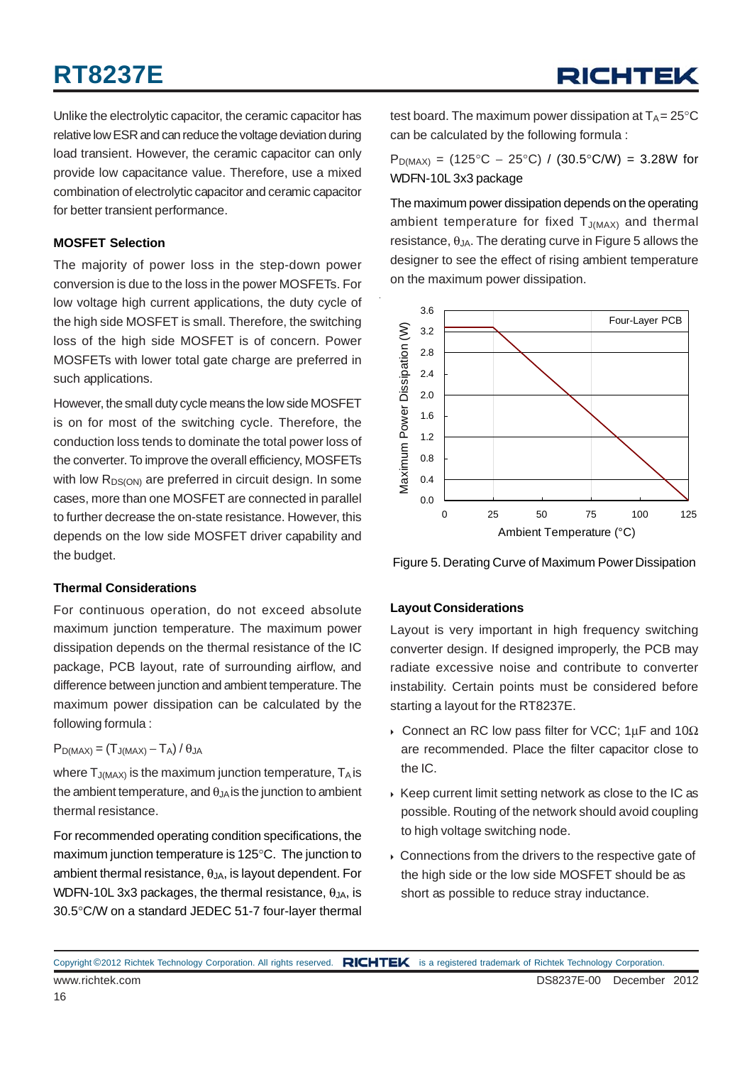Unlike the electrolytic capacitor, the ceramic capacitor has relative low ESR and can reduce the voltage deviation during load transient. However, the ceramic capacitor can only provide low capacitance value. Therefore, use a mixed combination of electrolytic capacitor and ceramic capacitor for better transient performance.

### MOSFET Selection

The majority of power loss in the step-down power conversion is due to the loss in the power MOSFETs. For low voltage high current applications, the duty cycle of the high side MOSFET is small. Therefore, the switching loss of the high side MOSFET is of concern. Power MOSFETs with lower total gate charge are preferred in such applications.

However, the small duty cycle means the low side MOSFET is on for most of the switching cycle. Therefore, the conduction loss tends to dominate the total power loss of the converter. To improve the overall efficiency, MOSFETs with low $R_{DS(ON)}$ are preferred in circuit design. In some cases, more than one MOSFET are connected in parallel to further decrease the on-state resistance. However, this depends on the low side MOSFET driver capability and the budget.

### Thermal Considerations

For continuous operation, do not exceed absolute maximum junction temperature. The maximum power dissipation depends on the thermal resistance of the IC package, PCB layout, rate of surrounding airflow, and difference between junction and ambient temperature. The maximum power dissipation can be calculated by the following formula :

$$P_{D(MAX)} = (T_{J(MAX)} - T_A) / \theta_{JA}$$

where $T_{J(MAX)}$ is the maximum junction temperature, $T_A$ is the ambient temperature, and $\theta_{JA}$ is the junction to ambient thermal resistance.

For recommended operating condition specifications, the maximum junction temperature is 125°C. The junction to ambient thermal resistance, $\theta_{JA}$, is layout dependent. For WDFN-10L 3x3 packages, the thermal resistance, $\theta_{JA}$, is 30.5°C/W on a standard JEDEC 51-7 four-layer thermal test board. The maximum power dissipation at $T_A$ = 25°C can be calculated by the following formula :

$P_{D(MAX)}$ = (125°C − 25°C) / (30.5°C/W) = 3.28W for WDFN-10L 3x3 package

The maximum power dissipation depends on the operating ambient temperature for fixed $T_{J(MAX)}$ and thermal resistance, $\theta_{JA}$. The derating curve in Figure 5 allows the designer to see the effect of rising ambient temperature on the maximum power dissipation.

Figure 5. Derating Curve of Maximum Power Dissipation

### Layout Considerations

Layout is very important in high frequency switching converter design. If designed improperly, the PCB may radiate excessive noise and contribute to converter instability. Certain points must be considered before starting a layout for the RT8237E.

- Connect an RC low pass filter for VCC; 1μF and 10Ω are recommended. Place the filter capacitor close to the IC.
- Keep current limit setting network as close to the IC as possible. Routing of the network should avoid coupling to high voltage switching node.
- Connections from the drivers to the respective gate of the high side or the low side MOSFET should be as short as possible to reduce stray inductance.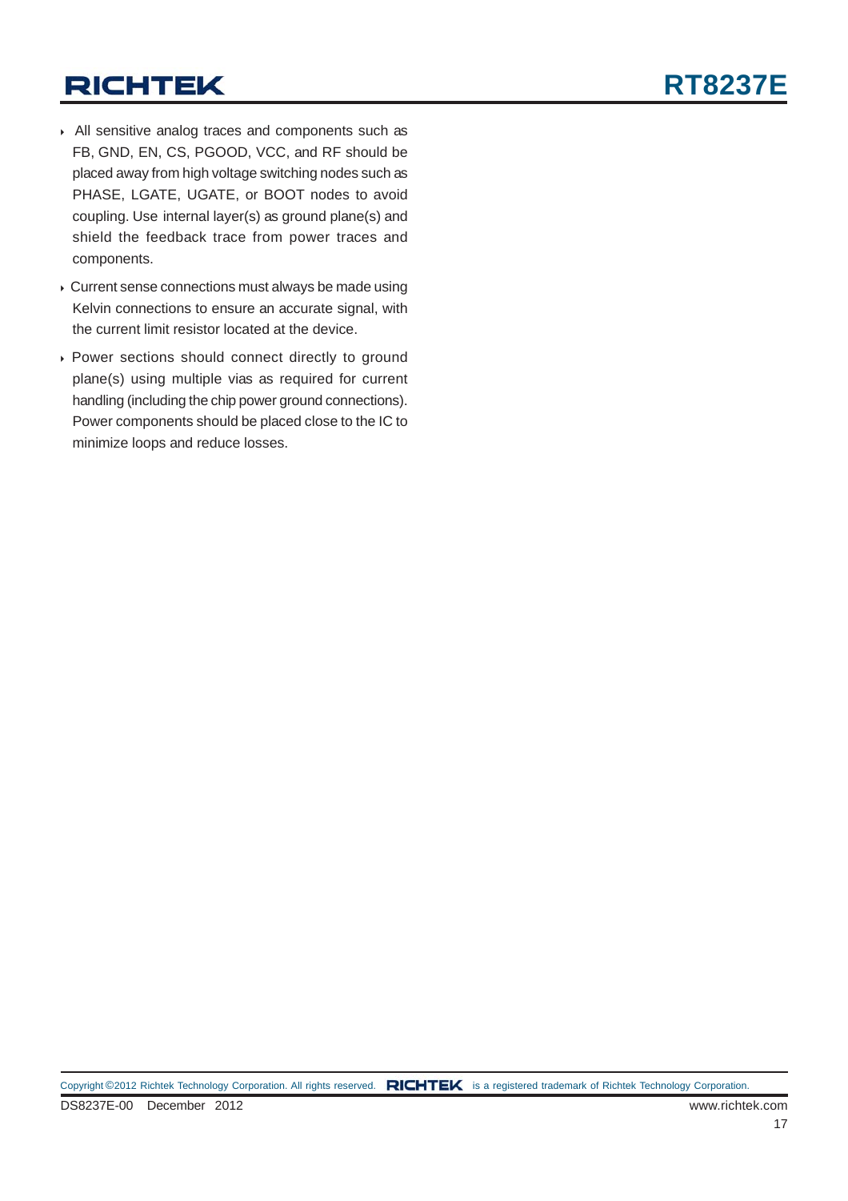- All sensitive analog traces and components such as FB, GND, EN, CS, PGOOD, VCC, and RF should be placed away from high voltage switching nodes such as PHASE, LGATE, UGATE, or BOOT nodes to avoid coupling. Use internal layer(s) as ground plane(s) and shield the feedback trace from power traces and components.
- Current sense connections must always be made using Kelvin connections to ensure an accurate signal, with the current limit resistor located at the device.
- Power sections should connect directly to ground plane(s) using multiple vias as required for current handling (including the chip power ground connections). Power components should be placed close to the IC to minimize loops and reduce losses.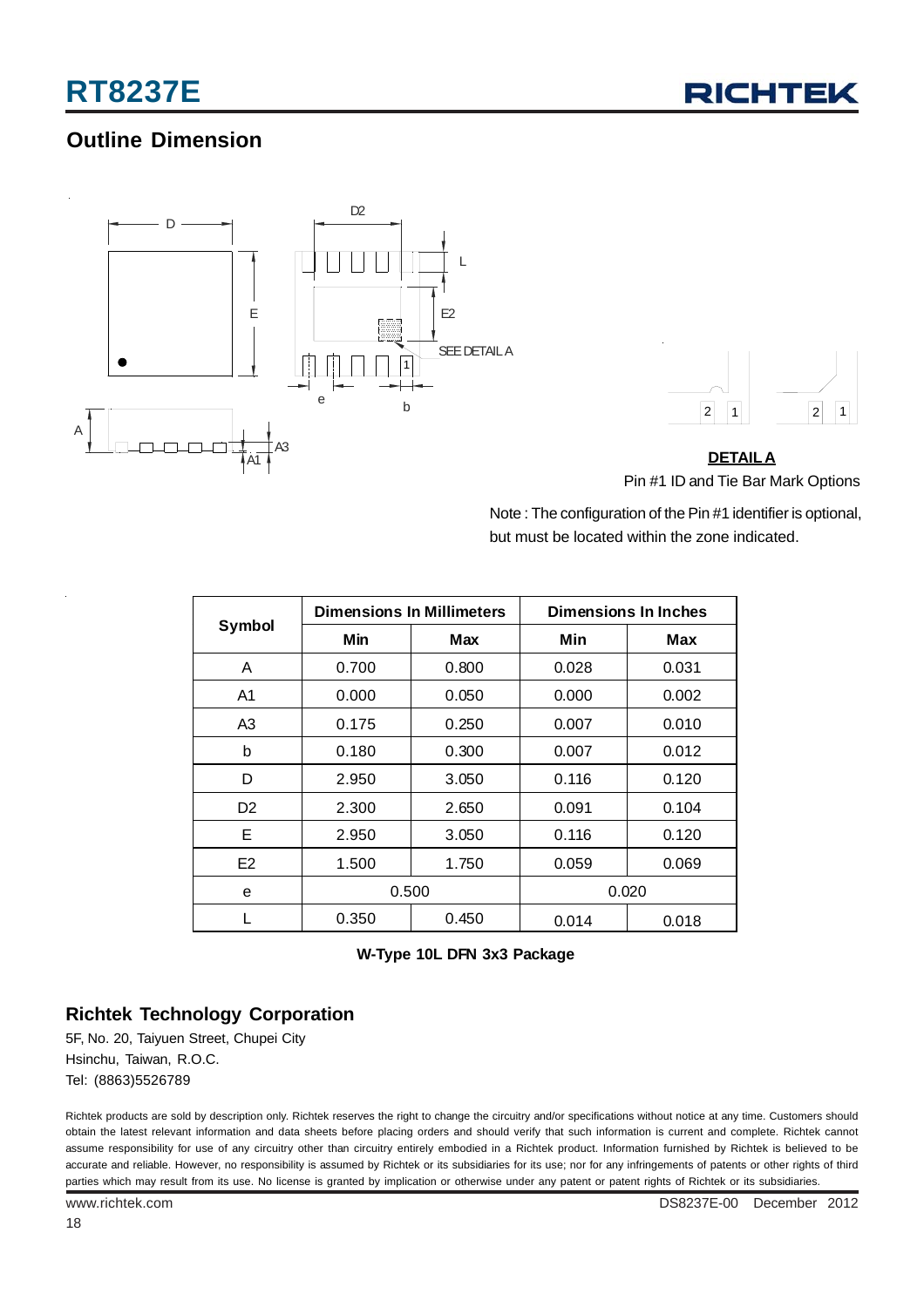## Outline Dimension

D

D2

L

E

E2

SEE DETAIL A

e

b

A

A1

A3

2 1 2 1

**DETAIL A**

Pin #1 ID and Tie Bar Mark Options

Note : The configuration of the Pin #1 identifier is optional, but must be located within the zone indicated.

| Symbol | Dimensions In Millimeters | | Dimensions In Inches | |
|---|---|---|---|---|
| | Min | Max | Min | Max |
| A | 0.700 | 0.800 | 0.028 | 0.031 |
| A1 | 0.000 | 0.050 | 0.000 | 0.002 |
| A3 | 0.175 | 0.250 | 0.007 | 0.010 |
| b | 0.180 | 0.300 | 0.007 | 0.012 |
| D | 2.950 | 3.050 | 0.116 | 0.120 |
| D2 | 2.300 | 2.650 | 0.091 | 0.104 |
| E | 2.950 | 3.050 | 0.116 | 0.120 |
| E2 | 1.500 | 1.750 | 0.059 | 0.069 |
| e | 0.500 | | 0.020 | |
| L | 0.350 | 0.450 | 0.014 | 0.018 |

**W-Type 10L DFN 3x3 Package**

### Richtek Technology Corporation

5F, No. 20, Taiyuen Street, Chupei City
Hsinchu, Taiwan, R.O.C.
Tel: (8863)5526789

Richtek products are sold by description only. Richtek reserves the right to change the circuitry and/or specifications without notice at any time. Customers should obtain the latest relevant information and data sheets before placing orders and should verify that such information is current and complete. Richtek cannot assume responsibility for use of any circuitry other than circuitry entirely embodied in a Richtek product. Information furnished by Richtek is believed to be accurate and reliable. However, no responsibility is assumed by Richtek or its subsidiaries for its use; nor for any infringements of patents or other rights of third parties which may result from its use. No license is granted by implication or otherwise under any patent or patent rights of Richtek or its subsidiaries.